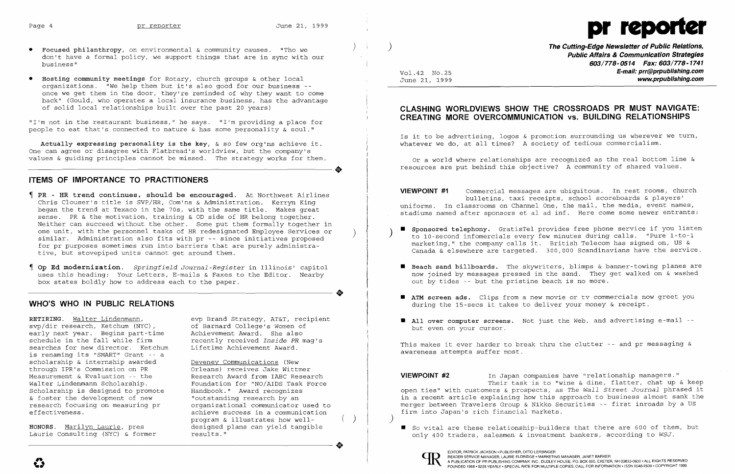- **Focused philanthropy**, on environmental & community causes. "Tho we don't have a formal policy, we support things that are in sync with our business"

- **Hosting community meetings** for Rotary, church groups & other local organizations. "We help them but it's also good for our business -- once we get them in the door, they're reminded of why they want to come back" (Gould, who operates a local insurance business, has the advantage of solid local relationships built over the past 20 years)

"I'm not in the restaurant business," he says. "I'm providing a place for people to eat that's connected to nature & has some personality & soul."

**Actually expressing personality is the key**, & so few org'ns achieve it. One can agree or disagree with Flatbread's worldview, but the company's values & guiding principles cannot be missed. The strategy works for them.

## ITEMS OF IMPORTANCE TO PRACTITIONERS

¶ **PR - HR trend continues, should be encouraged.** At Northwest Airlines Chris Clouser's title is SVP/HR, Com'ns & Administration. Kerryn King began the trend at Texaco in the 70s, with the same title. Makes great sense. PR & the motivation, training & OD side of HR belong together. Neither can succeed without the other. Some put them formally together in one unit, with the personnel tasks of HR redesignated Employee Services or similar. Administration also fits with pr -- since initiatives proposed for pr purposes sometimes run into barriers that are purely administrative, but stovepiped units cannot get around them.

¶ **Op Ed modernization.** *Springfield Journal-Register* in Illinois' capitol uses this heading: Your Letters, E-mails & Faxes to the Editor. Nearby box states boldly how to address each to the paper.

## WHO'S WHO IN PUBLIC RELATIONS

**RETIRING.** Walter Lindenmann, svp/dir research, Ketchum (NYC), early next year. Begins part-time schedule in the fall while firm searches for new director. Ketchum is renaming its "SMART" Grant -- a scholarship & internship awarded through IPR's Commission on PR Measurement & Evaluation -- the Walter Lindenmann Scholarship. Scholarship is designed to promote & foster the development of new research focusing on measuring pr effectiveness.

**HONORS.** Marilyn Laurie, pres Laurie Consulting (NYC) & former evp Brand Strategy, AT&T, recipient of Barnard College's Women of Achievement Award. She also recently received *Inside PR* mag's Lifetime Achievement Award.

Deveney Communications (New Orleans) receives Jake Wittmer Research Award from IABC Research Foundation for "NO/AIDS Task Force Handbook." Award recognizes "outstanding research by an organizational communicator used to achieve success in a communication program & illustrates how well-designed plans can yield tangible results."

# pr reporter

**The Cutting-Edge Newsletter of Public Relations, Public Affairs & Communication Strategies**
**603/778-0514 Fax: 603/778-1741**
**E-mail: prr@prpublishing.com**
**www.prpublishing.com**

Vol.42 No.25
June 21, 1999

## CLASHING WORLDVIEWS SHOW THE CROSSROADS PR MUST NAVIGATE: CREATING MORE OVERCOMMUNICATION vs. BUILDING RELATIONSHIPS

Is it to be advertising, logos & promotion surrounding us wherever we turn, whatever we do, at all times? A society of tedious commercialism.

Or a world where relationships are recognized as the real bottom line & resources are put behind this objective? A community of shared values.

**VIEWPOINT #1** Commercial messages are ubiquitous. In rest rooms, church bulletins, taxi receipts, school scoreboards & players' uniforms. In classrooms on Channel One, the mail, the media, event names, stadiums named after sponsors et al ad inf. Here come some newer entrants:

- **Sponsored telephony.** GratisTel provides free phone service if you listen to 10-second infomercials every few minutes during calls. "Pure 1-to-1 marketing," the company calls it. British Telecom has signed on, US & Canada & elsewhere are targeted. 300,000 Scandinavians have the service.

- **Beach sand billboards.** The skywriters, blimps & banner-towing planes are now joined by messages pressed in the sand. They get walked on & washed out by tides -- but the pristine beach is no more.

- **ATM screen ads.** Clips from a new movie or tv commercials now greet you during the 15-secs it takes to deliver your money & receipt.

- **All over computer screens.** Not just the Web, and advertising e-mail -- but even on your cursor.

This makes it ever harder to break thru the clutter -- and pr messaging & awareness attempts suffer most.

**VIEWPOINT #2** In Japan companies have "relationship managers." Their task is to "wine & dine, flatter, chat up & keep open ties" with customers & prospects, as *The Wall Street Journal* phrased it in a recent article explaining how this approach to business almost sank the merger between Travelers Group & Nikko Securities -- first inroads by a US firm into Japan's rich financial markets.

- So vital are these relationship-builders that there are 600 of them, but only 400 traders, salesmen & investment bankers, according to *WSJ*.

EDITOR, PATRICK JACKSON • PUBLISHER, OTTO LERBINGER
READER SERVICE MANAGER, LAURIE ELDRIDGE • MARKETING MANAGER, JANET BARKER
A PUBLICATION OF PR PUBLISHING COMPANY, INC., DUDLEY HOUSE, P.O. BOX 600, EXETER, NH 03833-0600 • ALL RIGHTS RESERVED
FOUNDED 1958 • $225 YEARLY • SPECIAL RATE FOR MULTIPLE COPIES: CALL FOR INFORMATION • ISSN 0048-2609 • COPYRIGHT 1999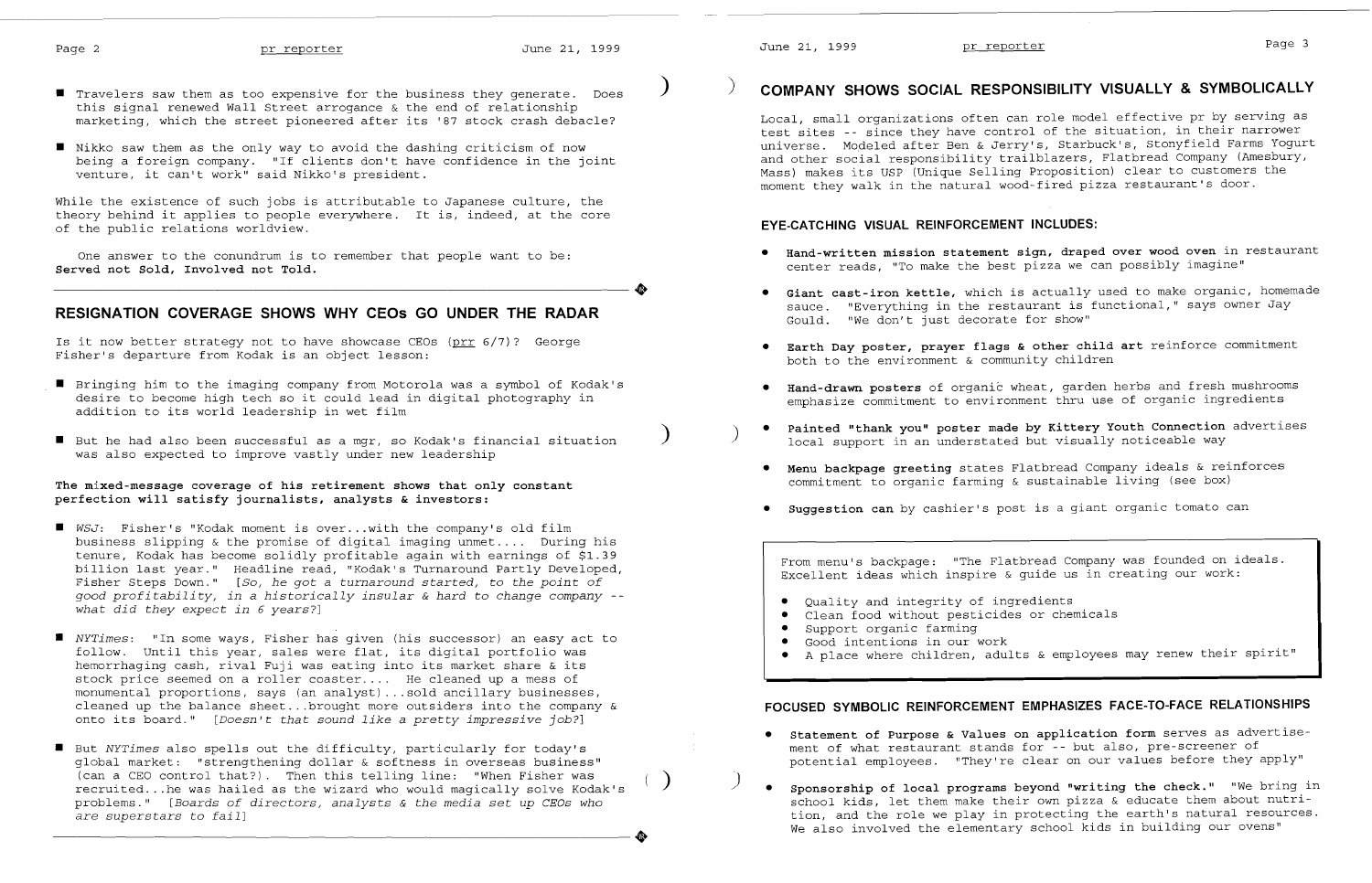- Travelers saw them as too expensive for the business they generate. Does this signal renewed Wall Street arrogance & the end of relationship marketing, which the street pioneered after its '87 stock crash debacle?

- Nikko saw them as the only way to avoid the dashing criticism of now being a foreign company. "If clients don't have confidence in the joint venture, it can't work" said Nikko's president.

While the existence of such jobs is attributable to Japanese culture, the theory behind it applies to people everywhere. It is, indeed, at the core of the public relations worldview.

One answer to the conundrum is to remember that people want to be: **Served not Sold, Involved not Told.**

---

## RESIGNATION COVERAGE SHOWS WHY CEOs GO UNDER THE RADAR

Is it now better strategy not to have showcase CEOs (prr 6/7)? George Fisher's departure from Kodak is an object lesson:

- Bringing him to the imaging company from Motorola was a symbol of Kodak's desire to become high tech so it could lead in digital photography in addition to its world leadership in wet film

- But he had also been successful as a mgr, so Kodak's financial situation was also expected to improve vastly under new leadership

**The mixed-message coverage of his retirement shows that only constant perfection will satisfy journalists, analysts & investors:**

- *WSJ*: Fisher's "Kodak moment is over...with the company's old film business slipping & the promise of digital imaging unmet.... During his tenure, Kodak has become solidly profitable again with earnings of $1.39 billion last year." Headline read, "Kodak's Turnaround Partly Developed, Fisher Steps Down." [*So, he got a turnaround started, to the point of good profitability, in a historically insular & hard to change company -- what did they expect in 6 years?*]

- *NYTimes*: "In some ways, Fisher has given (his successor) an easy act to follow. Until this year, sales were flat, its digital portfolio was hemorrhaging cash, rival Fuji was eating into its market share & its stock price seemed on a roller coaster.... He cleaned up a mess of monumental proportions, says (an analyst)...sold ancillary businesses, cleaned up the balance sheet...brought more outsiders into the company & onto its board." [*Doesn't that sound like a pretty impressive job?*]

- But *NYTimes* also spells out the difficulty, particularly for today's global market: "strengthening dollar & softness in overseas business" (can a CEO control that?). Then this telling line: "When Fisher was recruited...he was hailed as the wizard who would magically solve Kodak's problems." [*Boards of directors, analysts & the media set up CEOs who are superstars to fail*]

---

## COMPANY SHOWS SOCIAL RESPONSIBILITY VISUALLY & SYMBOLICALLY

Local, small organizations often can role model effective pr by serving as test sites -- since they have control of the situation, in their narrower universe. Modeled after Ben & Jerry's, Starbuck's, Stonyfield Farms Yogurt and other social responsibility trailblazers, Flatbread Company (Amesbury, Mass) makes its USP (Unique Selling Proposition) clear to customers the moment they walk in the natural wood-fired pizza restaurant's door.

### EYE-CATCHING VISUAL REINFORCEMENT INCLUDES:

- **Hand-written mission statement sign, draped over wood oven** in restaurant center reads, "To make the best pizza we can possibly imagine"
- **Giant cast-iron kettle,** which is actually used to make organic, homemade sauce. "Everything in the restaurant is functional," says owner Jay Gould. "We don't just decorate for show"
- **Earth Day poster, prayer flags & other child art** reinforce commitment both to the environment & community children
- **Hand-drawn posters** of organic wheat, garden herbs and fresh mushrooms emphasize commitment to environment thru use of organic ingredients
- **Painted "thank you" poster made by Kittery Youth Connection** advertises local support in an understated but visually noticeable way
- **Menu backpage greeting** states Flatbread Company ideals & reinforces commitment to organic farming & sustainable living (see box)
- **Suggestion can** by cashier's post is a giant organic tomato can

> From menu's backpage: "The Flatbread Company was founded on ideals. Excellent ideas which inspire & guide us in creating our work:
>
> - Quality and integrity of ingredients
> - Clean food without pesticides or chemicals
> - Support organic farming
> - Good intentions in our work
> - A place where children, adults & employees may renew their spirit"

### FOCUSED SYMBOLIC REINFORCEMENT EMPHASIZES FACE-TO-FACE RELATIONSHIPS

- **Statement of Purpose & Values on application form** serves as advertisement of what restaurant stands for -- but also, pre-screener of potential employees. "They're clear on our values before they apply"
- **Sponsorship of local programs beyond "writing the check."** "We bring in school kids, let them make their own pizza & educate them about nutrition, and the role we play in protecting the earth's natural resources. We also involved the elementary school kids in building our ovens"